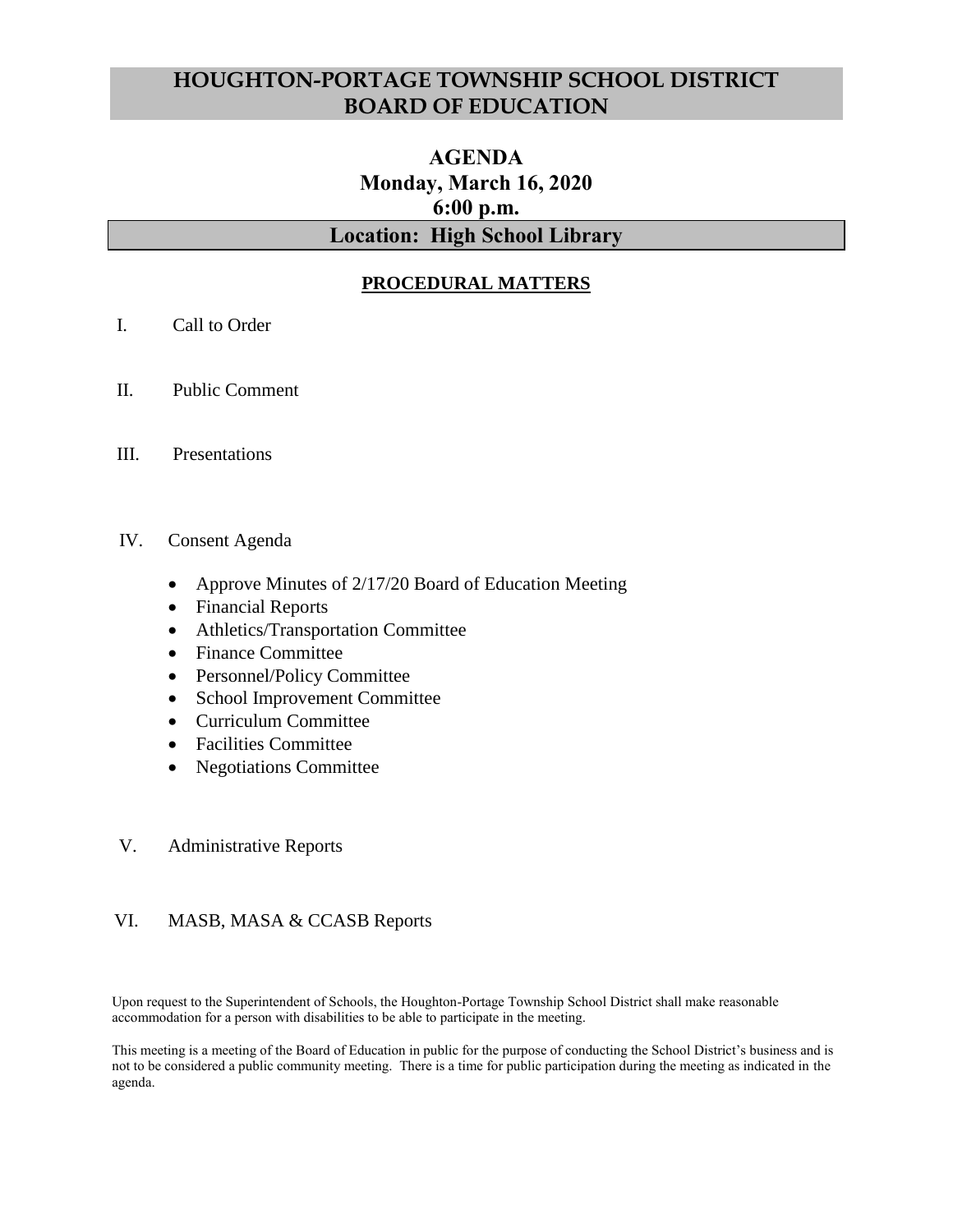# HOUGHTON-PORTAGE TOWNSHIP SCHOOL DISTRICT BOARD OF EDUCATION

## AGENDA
## Monday, March 16, 2020
## 6:00 p.m.
## Location: High School Library

### PROCEDURAL MATTERS

I. Call to Order

II. Public Comment

III. Presentations

IV. Consent Agenda

- Approve Minutes of 2/17/20 Board of Education Meeting
- Financial Reports
- Athletics/Transportation Committee
- Finance Committee
- Personnel/Policy Committee
- School Improvement Committee
- Curriculum Committee
- Facilities Committee
- Negotiations Committee

V. Administrative Reports

VI. MASB, MASA & CCASB Reports

Upon request to the Superintendent of Schools, the Houghton-Portage Township School District shall make reasonable accommodation for a person with disabilities to be able to participate in the meeting.

This meeting is a meeting of the Board of Education in public for the purpose of conducting the School District's business and is not to be considered a public community meeting. There is a time for public participation during the meeting as indicated in the agenda.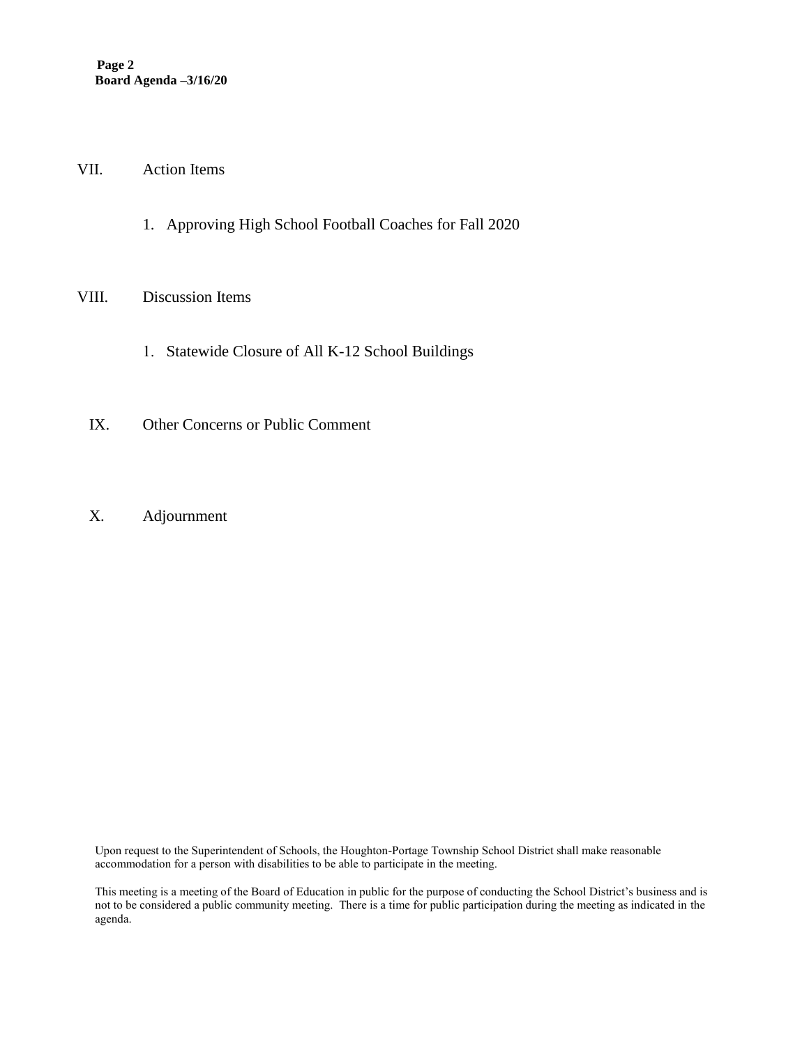VII. Action Items

1. Approving High School Football Coaches for Fall 2020

VIII. Discussion Items

1. Statewide Closure of All K-12 School Buildings

IX. Other Concerns or Public Comment

X. Adjournment

Upon request to the Superintendent of Schools, the Houghton-Portage Township School District shall make reasonable accommodation for a person with disabilities to be able to participate in the meeting.

This meeting is a meeting of the Board of Education in public for the purpose of conducting the School District's business and is not to be considered a public community meeting. There is a time for public participation during the meeting as indicated in the agenda.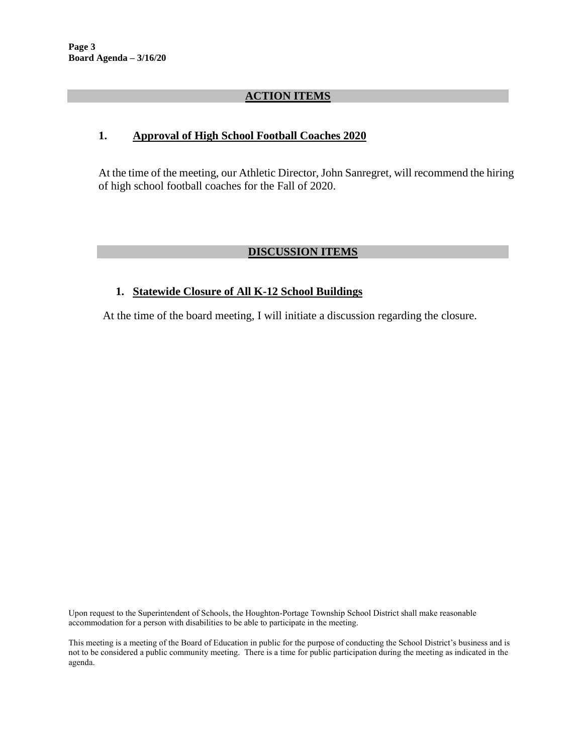## ACTION ITEMS

### 1. Approval of High School Football Coaches 2020

At the time of the meeting, our Athletic Director, John Sanregret, will recommend the hiring of high school football coaches for the Fall of 2020.

## DISCUSSION ITEMS

### 1. Statewide Closure of All K-12 School Buildings

At the time of the board meeting, I will initiate a discussion regarding the closure.

Upon request to the Superintendent of Schools, the Houghton-Portage Township School District shall make reasonable accommodation for a person with disabilities to be able to participate in the meeting.

This meeting is a meeting of the Board of Education in public for the purpose of conducting the School District's business and is not to be considered a public community meeting. There is a time for public participation during the meeting as indicated in the agenda.